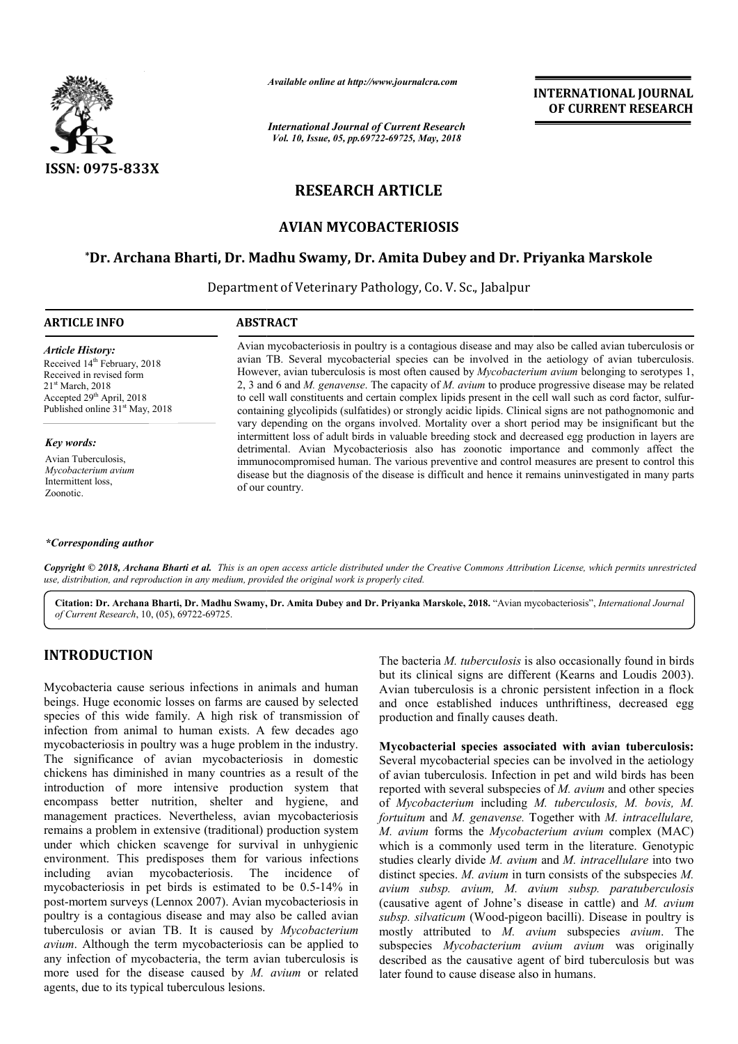ISSN: 0975-833X

*Available online at http://www.journalcra.com*

*International Journal of Current Research*
*Vol. 10, Issue, 05, pp.69722-69725, May, 2018*

**INTERNATIONAL JOURNAL OF CURRENT RESEARCH**

# RESEARCH ARTICLE

# AVIAN MYCOBACTERIOSIS

**\*Dr. Archana Bharti, Dr. Madhu Swamy, Dr. Amita Dubey and Dr. Priyanka Marskole**

Department of Veterinary Pathology, Co. V. Sc., Jabalpur

## ARTICLE INFO

*Article History:*
Received 14th February, 2018
Received in revised form
21st March, 2018
Accepted 29th April, 2018
Published online 31st May, 2018

*Key words:*
Avian Tuberculosis,
*Mycobacterium avium*
Intermittent loss,
Zoonotic.

*\*Corresponding author*

## ABSTRACT

Avian mycobacteriosis in poultry is a contagious disease and may also be called avian tuberculosis or avian TB. Several mycobacterial species can be involved in the aetiology of avian tuberculosis. However, avian tuberculosis is most often caused by *Mycobacterium avium* belonging to serotypes 1, 2, 3 and 6 and *M. genavense*. The capacity of *M. avium* to produce progressive disease may be related to cell wall constituents and certain complex lipids present in the cell wall such as cord factor, sulfur-containing glycolipids (sulfatides) or strongly acidic lipids. Clinical signs are not pathognomonic and vary depending on the organs involved. Mortality over a short period may be insignificant but the intermittent loss of adult birds in valuable breeding stock and decreased egg production in layers are detrimental. Avian Mycobacteriosis also has zoonotic importance and commonly affect the immunocompromised human. The various preventive and control measures are present to control this disease but the diagnosis of the disease is difficult and hence it remains uninvestigated in many parts of our country.

*Copyright © 2018, Archana Bharti et al. This is an open access article distributed under the Creative Commons Attribution License, which permits unrestricted use, distribution, and reproduction in any medium, provided the original work is properly cited.*

**Citation: Dr. Archana Bharti, Dr. Madhu Swamy, Dr. Amita Dubey and Dr. Priyanka Marskole, 2018.** "Avian mycobacteriosis", *International Journal of Current Research*, 10, (05), 69722-69725.

## INTRODUCTION

Mycobacteria cause serious infections in animals and human beings. Huge economic losses on farms are caused by selected species of this wide family. A high risk of transmission of infection from animal to human exists. A few decades ago mycobacteriosis in poultry was a huge problem in the industry. The significance of avian mycobacteriosis in domestic chickens has diminished in many countries as a result of the introduction of more intensive production system that encompass better nutrition, shelter and hygiene, and management practices. Nevertheless, avian mycobacteriosis remains a problem in extensive (traditional) production system under which chicken scavenge for survival in unhygienic environment. This predisposes them for various infections including avian mycobacteriosis. The incidence of mycobacteriosis in pet birds is estimated to be 0.5-14% in post-mortem surveys (Lennox 2007). Avian mycobacteriosis in poultry is a contagious disease and may also be called avian tuberculosis or avian TB. It is caused by *Mycobacterium avium*. Although the term mycobacteriosis can be applied to any infection of mycobacteria, the term avian tuberculosis is more used for the disease caused by *M. avium* or related agents, due to its typical tuberculous lesions.

The bacteria *M. tuberculosis* is also occasionally found in birds but its clinical signs are different (Kearns and Loudis 2003). Avian tuberculosis is a chronic persistent infection in a flock and once established induces unthriftiness, decreased egg production and finally causes death.

**Mycobacterial species associated with avian tuberculosis:** Several mycobacterial species can be involved in the aetiology of avian tuberculosis. Infection in pet and wild birds has been reported with several subspecies of *M. avium* and other species of *Mycobacterium* including *M. tuberculosis, M. bovis, M. fortuitum* and *M. genavense.* Together with *M. intracellulare, M. avium* forms the *Mycobacterium avium* complex (MAC) which is a commonly used term in the literature. Genotypic studies clearly divide *M. avium* and *M. intracellulare* into two distinct species. *M. avium* in turn consists of the subspecies *M. avium subsp. avium, M. avium subsp. paratuberculosis* (causative agent of Johne's disease in cattle) and *M. avium subsp. silvaticum* (Wood-pigeon bacilli). Disease in poultry is mostly attributed to *M. avium* subspecies *avium*. The subspecies *Mycobacterium avium avium* was originally described as the causative agent of bird tuberculosis but was later found to cause disease also in humans.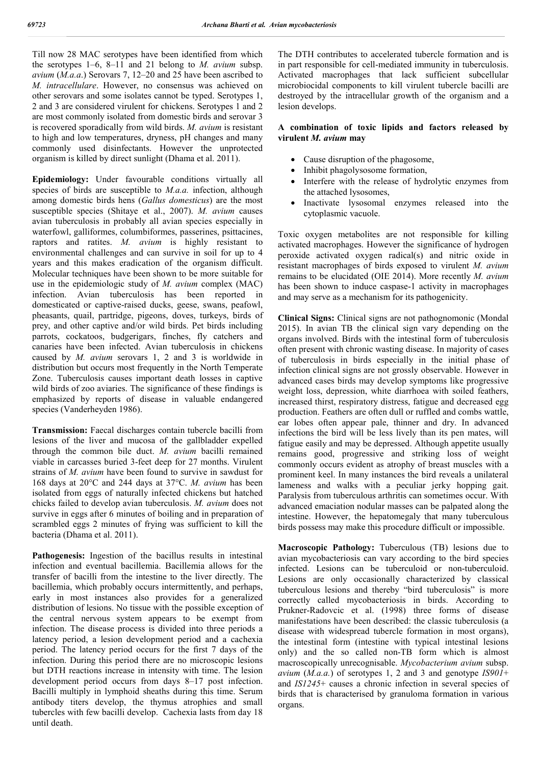Till now 28 MAC serotypes have been identified from which the serotypes 1–6, 8–11 and 21 belong to *M. avium* subsp. *avium* (*M.a.a*.) Serovars 7, 12–20 and 25 have been ascribed to *M. intracellulare*. However, no consensus was achieved on other serovars and some isolates cannot be typed. Serotypes 1, 2 and 3 are considered virulent for chickens. Serotypes 1 and 2 are most commonly isolated from domestic birds and serovar 3 is recovered sporadically from wild birds. *M. avium* is resistant to high and low temperatures, dryness, pH changes and many commonly used disinfectants. However the unprotected organism is killed by direct sunlight (Dhama et al. 2011).

**Epidemiology:** Under favourable conditions virtually all species of birds are susceptible to *M.a.a.* infection, although among domestic birds hens (*Gallus domesticus*) are the most susceptible species (Shitaye et al., 2007). *M. avium* causes avian tuberculosis in probably all avian species especially in waterfowl, galliformes, columbiformes, passerines, psittacines, raptors and ratites. *M. avium* is highly resistant to environmental challenges and can survive in soil for up to 4 years and this makes eradication of the organism difficult. Molecular techniques have been shown to be more suitable for use in the epidemiologic study of *M. avium* complex (MAC) infection. Avian tuberculosis has been reported in domesticated or captive-raised ducks, geese, swans, peafowl, pheasants, quail, partridge, pigeons, doves, turkeys, birds of prey, and other captive and/or wild birds. Pet birds including parrots, cockatoos, budgerigars, finches, fly catchers and canaries have been infected. Avian tuberculosis in chickens caused by *M. avium* serovars 1, 2 and 3 is worldwide in distribution but occurs most frequently in the North Temperate Zone. Tuberculosis causes important death losses in captive wild birds of zoo aviaries. The significance of these findings is emphasized by reports of disease in valuable endangered species (Vanderheyden 1986).

**Transmission:** Faecal discharges contain tubercle bacilli from lesions of the liver and mucosa of the gallbladder expelled through the common bile duct. *M. avium* bacilli remained viable in carcasses buried 3-feet deep for 27 months. Virulent strains of *M. avium* have been found to survive in sawdust for 168 days at 20°C and 244 days at 37°C. *M. avium* has been isolated from eggs of naturally infected chickens but hatched chicks failed to develop avian tuberculosis. *M. avium* does not survive in eggs after 6 minutes of boiling and in preparation of scrambled eggs 2 minutes of frying was sufficient to kill the bacteria (Dhama et al. 2011).

**Pathogenesis:** Ingestion of the bacillus results in intestinal infection and eventual bacillemia. Bacillemia allows for the transfer of bacilli from the intestine to the liver directly. The bacillemia, which probably occurs intermittently, and perhaps, early in most instances also provides for a generalized distribution of lesions. No tissue with the possible exception of the central nervous system appears to be exempt from infection. The disease process is divided into three periods a latency period, a lesion development period and a cachexia period. The latency period occurs for the first 7 days of the infection. During this period there are no microscopic lesions but DTH reactions increase in intensity with time. The lesion development period occurs from days 8–17 post infection. Bacilli multiply in lymphoid sheaths during this time. Serum antibody titers develop, the thymus atrophies and small tubercles with few bacilli develop. Cachexia lasts from day 18 until death.

The DTH contributes to accelerated tubercle formation and is in part responsible for cell-mediated immunity in tuberculosis. Activated macrophages that lack sufficient subcellular microbiocidal components to kill virulent tubercle bacilli are destroyed by the intracellular growth of the organism and a lesion develops.

**A combination of toxic lipids and factors released by virulent *M. avium* may**

- Cause disruption of the phagosome,
- Inhibit phagolysosome formation,
- Interfere with the release of hydrolytic enzymes from the attached lysosomes,
- Inactivate lysosomal enzymes released into the cytoplasmic vacuole.

Toxic oxygen metabolites are not responsible for killing activated macrophages. However the significance of hydrogen peroxide activated oxygen radical(s) and nitric oxide in resistant macrophages of birds exposed to virulent *M. avium* remains to be elucidated (OIE 2014). More recently *M. avium* has been shown to induce caspase-1 activity in macrophages and may serve as a mechanism for its pathogenicity.

**Clinical Signs:** Clinical signs are not pathognomonic (Mondal 2015). In avian TB the clinical sign vary depending on the organs involved. Birds with the intestinal form of tuberculosis often present with chronic wasting disease. In majority of cases of tuberculosis in birds especially in the initial phase of infection clinical signs are not grossly observable. However in advanced cases birds may develop symptoms like progressive weight loss, depression, white diarrhoea with soiled feathers, increased thirst, respiratory distress, fatigue and decreased egg production. Feathers are often dull or ruffled and combs wattle, ear lobes often appear pale, thinner and dry. In advanced infections the bird will be less lively than its pen mates, will fatigue easily and may be depressed. Although appetite usually remains good, progressive and striking loss of weight commonly occurs evident as atrophy of breast muscles with a prominent keel. In many instances the bird reveals a unilateral lameness and walks with a peculiar jerky hopping gait. Paralysis from tuberculous arthritis can sometimes occur. With advanced emaciation nodular masses can be palpated along the intestine. However, the hepatomegaly that many tuberculous birds possess may make this procedure difficult or impossible.

**Macroscopic Pathology:** Tuberculous (TB) lesions due to avian mycobacteriosis can vary according to the bird species infected. Lesions can be tuberculoid or non-tuberculoid. Lesions are only occasionally characterized by classical tuberculous lesions and thereby "bird tuberculosis" is more correctly called mycobacteriosis in birds. According to Prukner-Radovcic et al. (1998) three forms of disease manifestations have been described: the classic tuberculosis (a disease with widespread tubercle formation in most organs), the intestinal form (intestine with typical intestinal lesions only) and the so called non-TB form which is almost macroscopically unrecognisable. *Mycobacterium avium* subsp. *avium* (*M.a.a.*) of serotypes 1, 2 and 3 and genotype *IS901*+ and *IS1245*+ causes a chronic infection in several species of birds that is characterised by granuloma formation in various organs.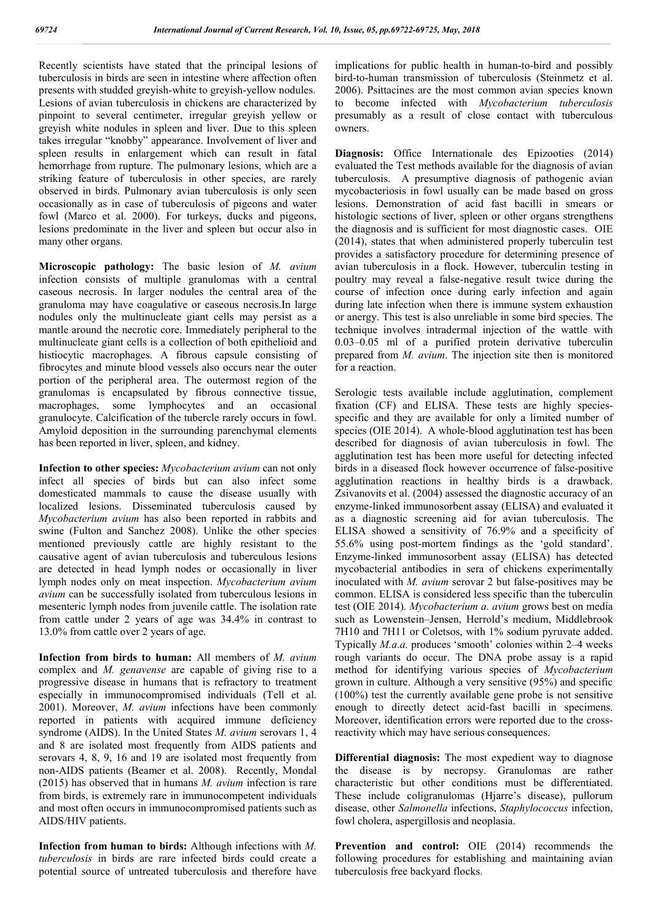Recently scientists have stated that the principal lesions of tuberculosis in birds are seen in intestine where affection often presents with studded greyish-white to greyish-yellow nodules. Lesions of avian tuberculosis in chickens are characterized by pinpoint to several centimeter, irregular greyish yellow or greyish white nodules in spleen and liver. Due to this spleen takes irregular "knobby" appearance. Involvement of liver and spleen results in enlargement which can result in fatal hemorrhage from rupture. The pulmonary lesions, which are a striking feature of tuberculosis in other species, are rarely observed in birds. Pulmonary avian tuberculosis is only seen occasionally as in case of tuberculosis of pigeons and water fowl (Marco et al. 2000). For turkeys, ducks and pigeons, lesions predominate in the liver and spleen but occur also in many other organs.

**Microscopic pathology:** The basic lesion of *M. avium* infection consists of multiple granulomas with a central caseous necrosis. In larger nodules the central area of the granuloma may have coagulative or caseous necrosis.In large nodules only the multinucleate giant cells may persist as a mantle around the necrotic core. Immediately peripheral to the multinucleate giant cells is a collection of both epithelioid and histiocytic macrophages. A fibrous capsule consisting of fibrocytes and minute blood vessels also occurs near the outer portion of the peripheral area. The outermost region of the granulomas is encapsulated by fibrous connective tissue, macrophages, some lymphocytes and an occasional granulocyte. Calcification of the tubercle rarely occurs in fowl. Amyloid deposition in the surrounding parenchymal elements has been reported in liver, spleen, and kidney.

**Infection to other species:** *Mycobacterium avium* can not only infect all species of birds but can also infect some domesticated mammals to cause the disease usually with localized lesions. Disseminated tuberculosis caused by *Mycobacterium avium* has also been reported in rabbits and swine (Fulton and Sanchez 2008). Unlike the other species mentioned previously cattle are highly resistant to the causative agent of avian tuberculosis and tuberculous lesions are detected in head lymph nodes or occasionally in liver lymph nodes only on meat inspection. *Mycobacterium avium avium* can be successfully isolated from tuberculous lesions in mesenteric lymph nodes from juvenile cattle. The isolation rate from cattle under 2 years of age was 34.4% in contrast to 13.0% from cattle over 2 years of age.

**Infection from birds to human:** All members of *M. avium* complex and *M. genavense* are capable of giving rise to a progressive disease in humans that is refractory to treatment especially in immunocompromised individuals (Tell et al. 2001). Moreover, *M. avium* infections have been commonly reported in patients with acquired immune deficiency syndrome (AIDS). In the United States *M. avium* serovars 1, 4 and 8 are isolated most frequently from AIDS patients and serovars 4, 8, 9, 16 and 19 are isolated most frequently from non-AIDS patients (Beamer et al. 2008). Recently, Mondal (2015) has observed that in humans *M. avium* infection is rare from birds, is extremely rare in immunocompetent individuals and most often occurs in immunocompromised patients such as AIDS/HIV patients.

**Infection from human to birds:** Although infections with *M. tuberculosis* in birds are rare infected birds could create a potential source of untreated tuberculosis and therefore have implications for public health in human-to-bird and possibly bird-to-human transmission of tuberculosis (Steinmetz et al. 2006). Psittacines are the most common avian species known to become infected with *Mycobacterium tuberculosis* presumably as a result of close contact with tuberculous owners.

**Diagnosis:** Office Internationale des Epizooties (2014) evaluated the Test methods available for the diagnosis of avian tuberculosis. A presumptive diagnosis of pathogenic avian mycobacteriosis in fowl usually can be made based on gross lesions. Demonstration of acid fast bacilli in smears or histologic sections of liver, spleen or other organs strengthens the diagnosis and is sufficient for most diagnostic cases. OIE (2014), states that when administered properly tuberculin test provides a satisfactory procedure for determining presence of avian tuberculosis in a flock. However, tuberculin testing in poultry may reveal a false-negative result twice during the course of infection once during early infection and again during late infection when there is immune system exhaustion or anergy. This test is also unreliable in some bird species. The technique involves intradermal injection of the wattle with 0.03–0.05 ml of a purified protein derivative tuberculin prepared from *M. avium*. The injection site then is monitored for a reaction.

Serologic tests available include agglutination, complement fixation (CF) and ELISA. These tests are highly species-specific and they are available for only a limited number of species (OIE 2014). A whole-blood agglutination test has been described for diagnosis of avian tuberculosis in fowl. The agglutination test has been more useful for detecting infected birds in a diseased flock however occurrence of false-positive agglutination reactions in healthy birds is a drawback. Zsivanovits et al. (2004) assessed the diagnostic accuracy of an enzyme-linked immunosorbent assay (ELISA) and evaluated it as a diagnostic screening aid for avian tuberculosis. The ELISA showed a sensitivity of 76.9% and a specificity of 55.6% using post-mortem findings as the 'gold standard'. Enzyme-linked immunosorbent assay (ELISA) has detected mycobacterial antibodies in sera of chickens experimentally inoculated with *M. avium* serovar 2 but false-positives may be common. ELISA is considered less specific than the tuberculin test (OIE 2014). *Mycobacterium a. avium* grows best on media such as Lowenstein–Jensen, Herrold's medium, Middlebrook 7H10 and 7H11 or Coletsos, with 1% sodium pyruvate added. Typically *M.a.a.* produces 'smooth' colonies within 2–4 weeks rough variants do occur. The DNA probe assay is a rapid method for identifying various species of *Mycobacterium* grown in culture. Although a very sensitive (95%) and specific (100%) test the currently available gene probe is not sensitive enough to directly detect acid-fast bacilli in specimens. Moreover, identification errors were reported due to the cross-reactivity which may have serious consequences.

**Differential diagnosis:** The most expedient way to diagnose the disease is by necropsy. Granulomas are rather characteristic but other conditions must be differentiated. These include coligranulomas (Hjarre's disease), pullorum disease, other *Salmonella* infections, *Staphylococcus* infection, fowl cholera, aspergillosis and neoplasia.

**Prevention and control:** OIE (2014) recommends the following procedures for establishing and maintaining avian tuberculosis free backyard flocks.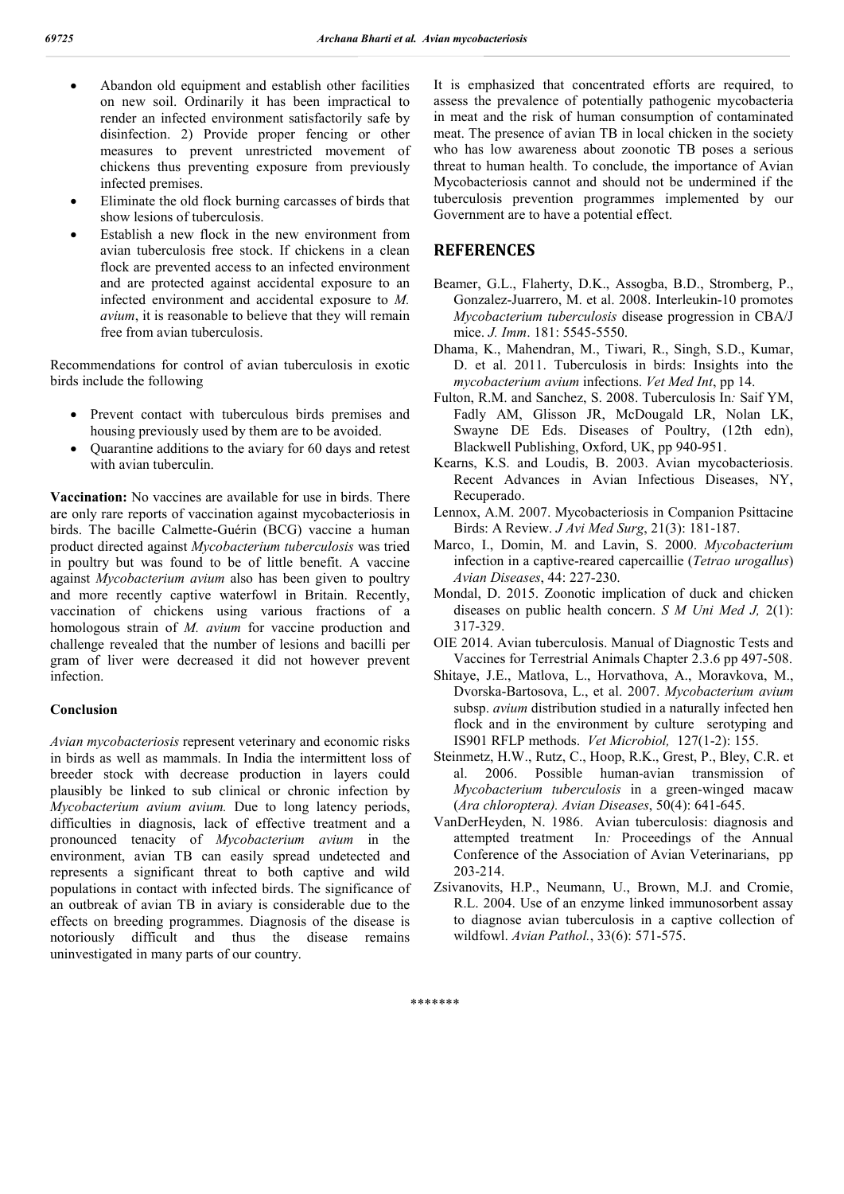- Abandon old equipment and establish other facilities on new soil. Ordinarily it has been impractical to render an infected environment satisfactorily safe by disinfection. 2) Provide proper fencing or other measures to prevent unrestricted movement of chickens thus preventing exposure from previously infected premises.
- Eliminate the old flock burning carcasses of birds that show lesions of tuberculosis.
- Establish a new flock in the new environment from avian tuberculosis free stock. If chickens in a clean flock are prevented access to an infected environment and are protected against accidental exposure to an infected environment and accidental exposure to *M. avium*, it is reasonable to believe that they will remain free from avian tuberculosis.

Recommendations for control of avian tuberculosis in exotic birds include the following

- Prevent contact with tuberculous birds premises and housing previously used by them are to be avoided.
- Quarantine additions to the aviary for 60 days and retest with avian tuberculin.

**Vaccination:** No vaccines are available for use in birds. There are only rare reports of vaccination against mycobacteriosis in birds. The bacille Calmette-Guérin (BCG) vaccine a human product directed against *Mycobacterium tuberculosis* was tried in poultry but was found to be of little benefit. A vaccine against *Mycobacterium avium* also has been given to poultry and more recently captive waterfowl in Britain. Recently, vaccination of chickens using various fractions of a homologous strain of *M. avium* for vaccine production and challenge revealed that the number of lesions and bacilli per gram of liver were decreased it did not however prevent infection.

### Conclusion

*Avian mycobacteriosis* represent veterinary and economic risks in birds as well as mammals. In India the intermittent loss of breeder stock with decrease production in layers could plausibly be linked to sub clinical or chronic infection by *Mycobacterium avium avium.* Due to long latency periods, difficulties in diagnosis, lack of effective treatment and a pronounced tenacity of *Mycobacterium avium* in the environment, avian TB can easily spread undetected and represents a significant threat to both captive and wild populations in contact with infected birds. The significance of an outbreak of avian TB in aviary is considerable due to the effects on breeding programmes. Diagnosis of the disease is notoriously difficult and thus the disease remains uninvestigated in many parts of our country.

It is emphasized that concentrated efforts are required, to assess the prevalence of potentially pathogenic mycobacteria in meat and the risk of human consumption of contaminated meat. The presence of avian TB in local chicken in the society who has low awareness about zoonotic TB poses a serious threat to human health. To conclude, the importance of Avian Mycobacteriosis cannot and should not be undermined if the tuberculosis prevention programmes implemented by our Government are to have a potential effect.

## REFERENCES

Beamer, G.L., Flaherty, D.K., Assogba, B.D., Stromberg, P., Gonzalez-Juarrero, M. et al. 2008. Interleukin-10 promotes *Mycobacterium tuberculosis* disease progression in CBA/J mice. *J. Imm*. 181: 5545-5550.

Dhama, K., Mahendran, M., Tiwari, R., Singh, S.D., Kumar, D. et al. 2011. Tuberculosis in birds: Insights into the *mycobacterium avium* infections. *Vet Med Int*, pp 14.

Fulton, R.M. and Sanchez, S. 2008. Tuberculosis In*:* Saif YM, Fadly AM, Glisson JR, McDougald LR, Nolan LK, Swayne DE Eds. Diseases of Poultry, (12th edn), Blackwell Publishing, Oxford, UK, pp 940-951.

Kearns, K.S. and Loudis, B. 2003. Avian mycobacteriosis. Recent Advances in Avian Infectious Diseases, NY, Recuperado.

Lennox, A.M. 2007. Mycobacteriosis in Companion Psittacine Birds: A Review. *J Avi Med Surg*, 21(3): 181-187.

Marco, I., Domin, M. and Lavin, S. 2000. *Mycobacterium* infection in a captive-reared capercaillie (*Tetrao urogallus*) *Avian Diseases*, 44: 227-230.

Mondal, D. 2015. Zoonotic implication of duck and chicken diseases on public health concern. *S M Uni Med J,* 2(1): 317-329.

OIE 2014. Avian tuberculosis. Manual of Diagnostic Tests and Vaccines for Terrestrial Animals Chapter 2.3.6 pp 497-508.

Shitaye, J.E., Matlova, L., Horvathova, A., Moravkova, M., Dvorska-Bartosova, L., et al. 2007. *Mycobacterium avium* subsp. *avium* distribution studied in a naturally infected hen flock and in the environment by culture serotyping and IS901 RFLP methods. *Vet Microbiol,* 127(1-2): 155.

Steinmetz, H.W., Rutz, C., Hoop, R.K., Grest, P., Bley, C.R. et al. 2006. Possible human-avian transmission of *Mycobacterium tuberculosis* in a green-winged macaw (*Ara chloroptera). Avian Diseases*, 50(4): 641-645.

VanDerHeyden, N. 1986. Avian tuberculosis: diagnosis and attempted treatment In*:* Proceedings of the Annual Conference of the Association of Avian Veterinarians, pp 203-214.

Zsivanovits, H.P., Neumann, U., Brown, M.J. and Cromie, R.L. 2004. Use of an enzyme linked immunosorbent assay to diagnose avian tuberculosis in a captive collection of wildfowl. *Avian Pathol.*, 33(6): 571-575.

*******